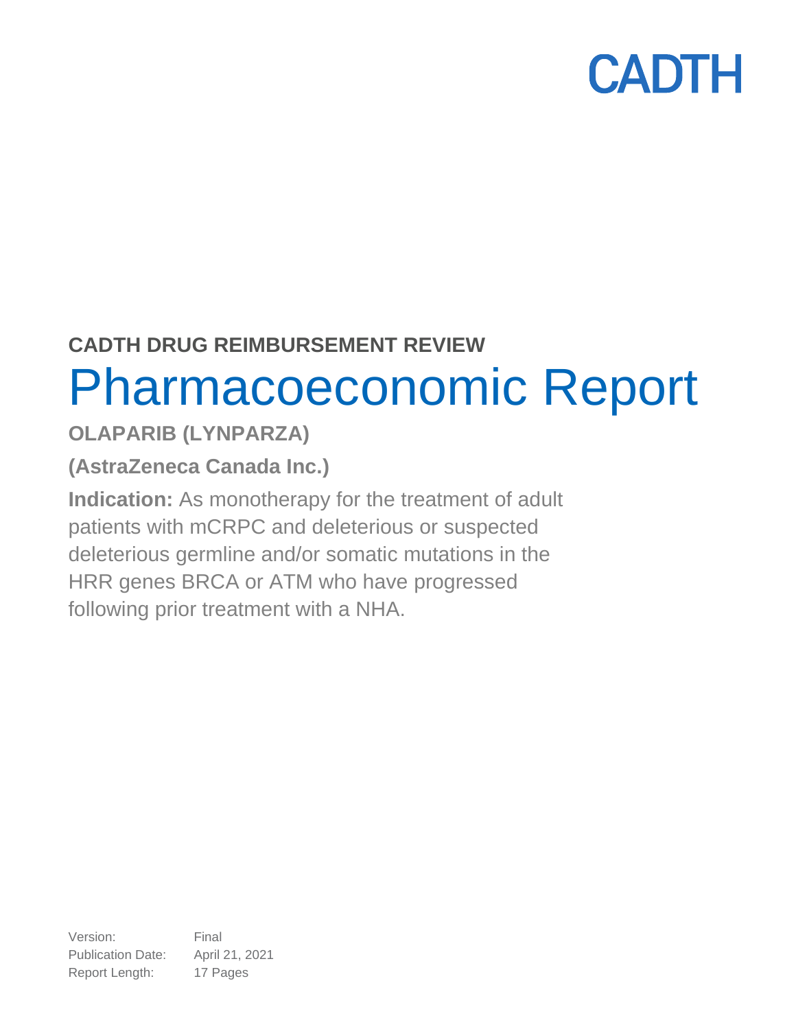CADTH

**CADTH DRUG REIMBURSEMENT REVIEW**

# Pharmacoeconomic Report

## OLAPARIB (LYNPARZA)

## (AstraZeneca Canada Inc.)

**Indication:** As monotherapy for the treatment of adult patients with mCRPC and deleterious or suspected deleterious germline and/or somatic mutations in the HRR genes BRCA or ATM who have progressed following prior treatment with a NHA.

| | |
|---|---|
| Version: | Final |
| Publication Date: | April 21, 2021 |
| Report Length: | 17 Pages |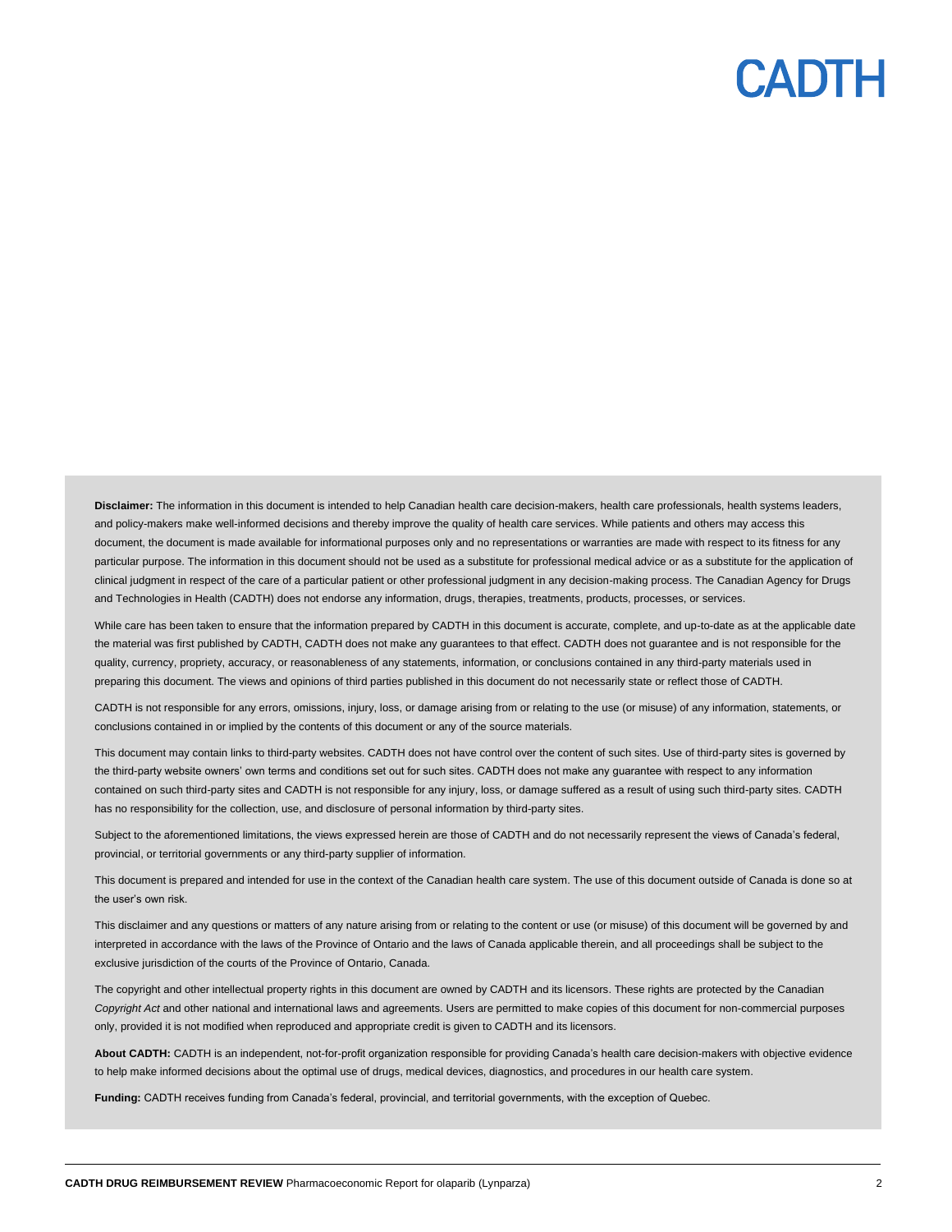**Disclaimer:** The information in this document is intended to help Canadian health care decision-makers, health care professionals, health systems leaders, and policy-makers make well-informed decisions and thereby improve the quality of health care services. While patients and others may access this document, the document is made available for informational purposes only and no representations or warranties are made with respect to its fitness for any particular purpose. The information in this document should not be used as a substitute for professional medical advice or as a substitute for the application of clinical judgment in respect of the care of a particular patient or other professional judgment in any decision-making process. The Canadian Agency for Drugs and Technologies in Health (CADTH) does not endorse any information, drugs, therapies, treatments, products, processes, or services.

While care has been taken to ensure that the information prepared by CADTH in this document is accurate, complete, and up-to-date as at the applicable date the material was first published by CADTH, CADTH does not make any guarantees to that effect. CADTH does not guarantee and is not responsible for the quality, currency, propriety, accuracy, or reasonableness of any statements, information, or conclusions contained in any third-party materials used in preparing this document. The views and opinions of third parties published in this document do not necessarily state or reflect those of CADTH.

CADTH is not responsible for any errors, omissions, injury, loss, or damage arising from or relating to the use (or misuse) of any information, statements, or conclusions contained in or implied by the contents of this document or any of the source materials.

This document may contain links to third-party websites. CADTH does not have control over the content of such sites. Use of third-party sites is governed by the third-party website owners' own terms and conditions set out for such sites. CADTH does not make any guarantee with respect to any information contained on such third-party sites and CADTH is not responsible for any injury, loss, or damage suffered as a result of using such third-party sites. CADTH has no responsibility for the collection, use, and disclosure of personal information by third-party sites.

Subject to the aforementioned limitations, the views expressed herein are those of CADTH and do not necessarily represent the views of Canada's federal, provincial, or territorial governments or any third-party supplier of information.

This document is prepared and intended for use in the context of the Canadian health care system. The use of this document outside of Canada is done so at the user's own risk.

This disclaimer and any questions or matters of any nature arising from or relating to the content or use (or misuse) of this document will be governed by and interpreted in accordance with the laws of the Province of Ontario and the laws of Canada applicable therein, and all proceedings shall be subject to the exclusive jurisdiction of the courts of the Province of Ontario, Canada.

The copyright and other intellectual property rights in this document are owned by CADTH and its licensors. These rights are protected by the Canadian *Copyright Act* and other national and international laws and agreements. Users are permitted to make copies of this document for non-commercial purposes only, provided it is not modified when reproduced and appropriate credit is given to CADTH and its licensors.

**About CADTH:** CADTH is an independent, not-for-profit organization responsible for providing Canada's health care decision-makers with objective evidence to help make informed decisions about the optimal use of drugs, medical devices, diagnostics, and procedures in our health care system.

**Funding:** CADTH receives funding from Canada's federal, provincial, and territorial governments, with the exception of Quebec.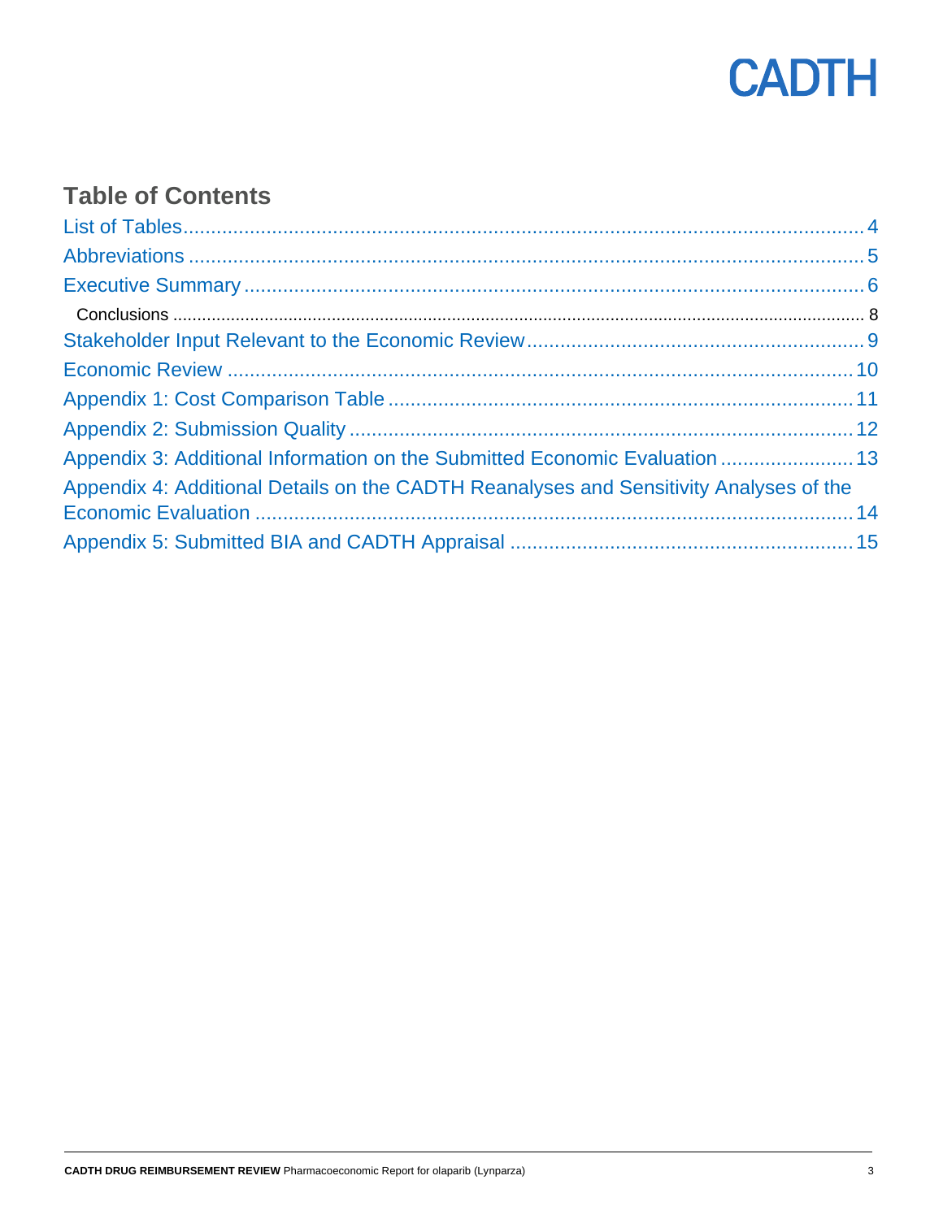## Table of Contents

- List of Tables ... 4
- Abbreviations ... 5
- Executive Summary ... 6
  - Conclusions ... 8
- Stakeholder Input Relevant to the Economic Review ... 9
- Economic Review ... 10
- Appendix 1: Cost Comparison Table ... 11
- Appendix 2: Submission Quality ... 12
- Appendix 3: Additional Information on the Submitted Economic Evaluation ... 13
- Appendix 4: Additional Details on the CADTH Reanalyses and Sensitivity Analyses of the Economic Evaluation ... 14
- Appendix 5: Submitted BIA and CADTH Appraisal ... 15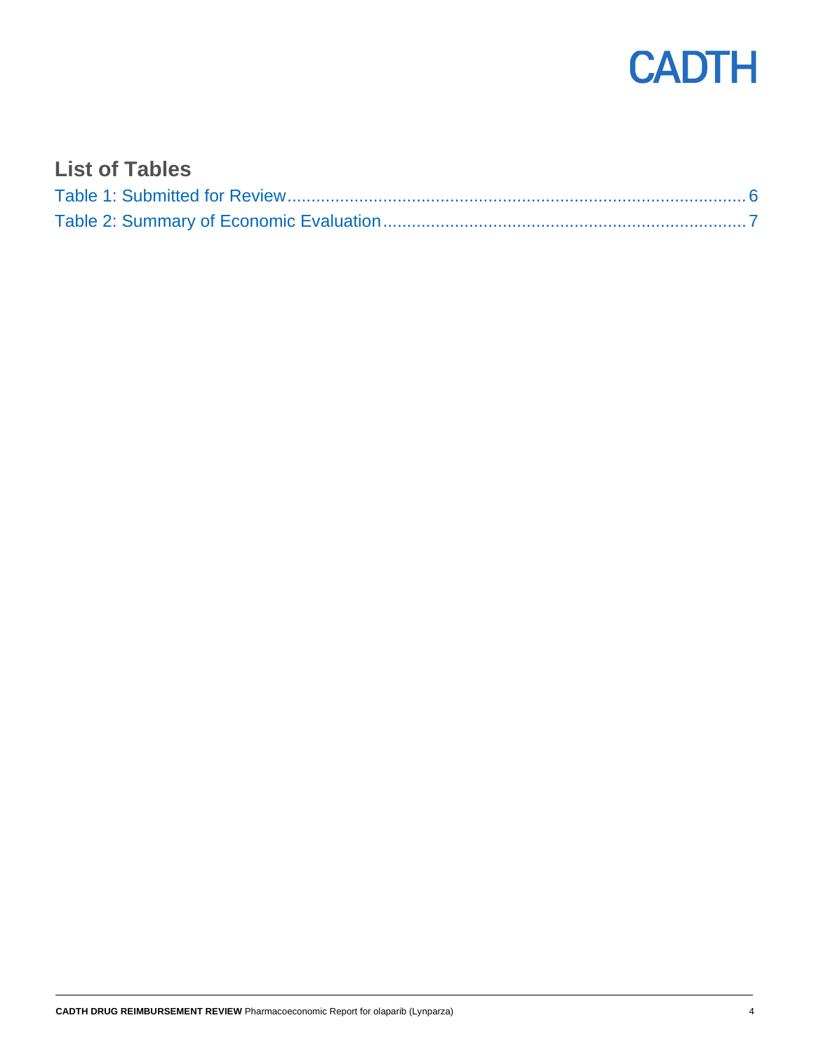## List of Tables

Table 1: Submitted for Review.......................................................................................... 6
Table 2: Summary of Economic Evaluation.......................................................................... 7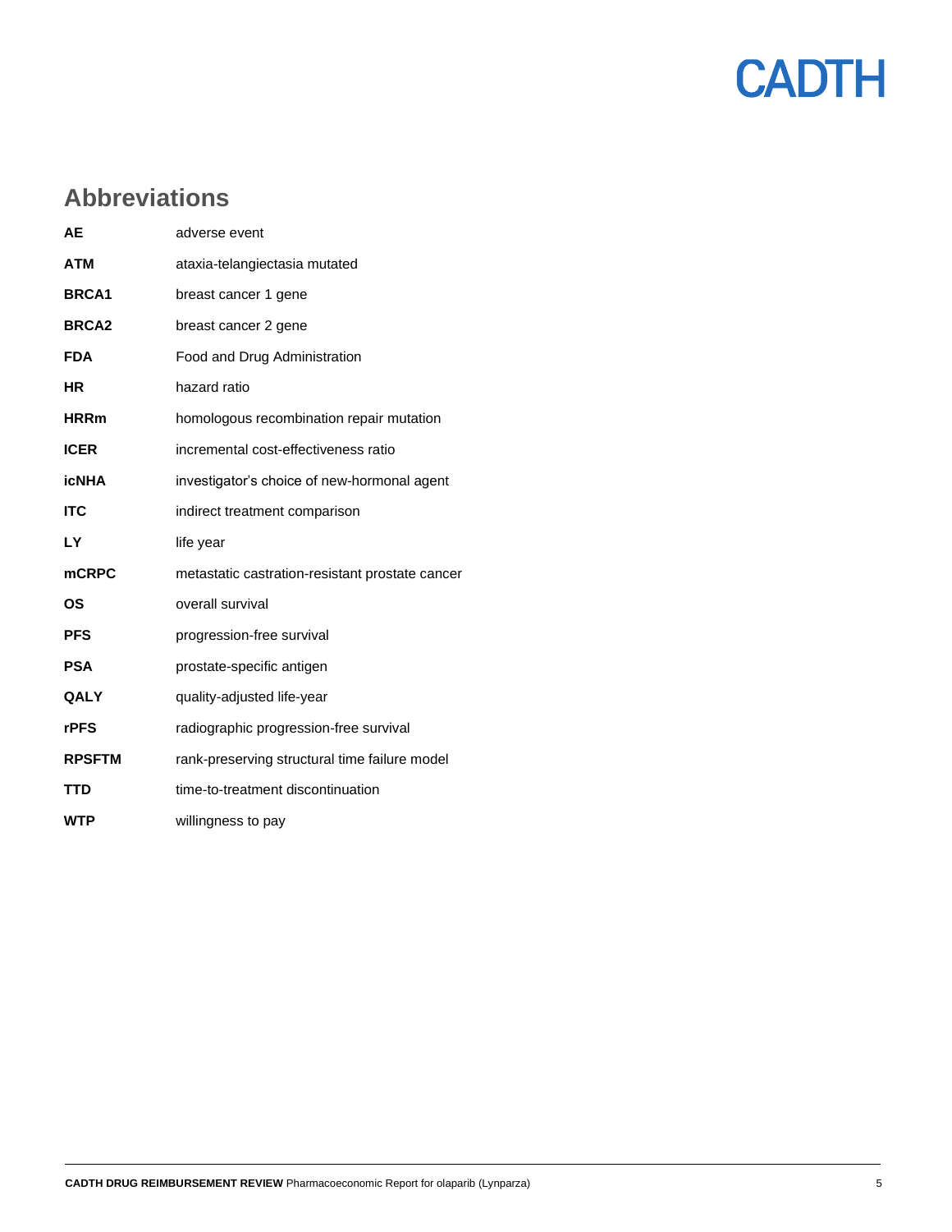## Abbreviations

| | |
|---|---|
| **AE** | adverse event |
| **ATM** | ataxia-telangiectasia mutated |
| **BRCA1** | breast cancer 1 gene |
| **BRCA2** | breast cancer 2 gene |
| **FDA** | Food and Drug Administration |
| **HR** | hazard ratio |
| **HRRm** | homologous recombination repair mutation |
| **ICER** | incremental cost-effectiveness ratio |
| **icNHA** | investigator's choice of new-hormonal agent |
| **ITC** | indirect treatment comparison |
| **LY** | life year |
| **mCRPC** | metastatic castration-resistant prostate cancer |
| **OS** | overall survival |
| **PFS** | progression-free survival |
| **PSA** | prostate-specific antigen |
| **QALY** | quality-adjusted life-year |
| **rPFS** | radiographic progression-free survival |
| **RPSFTM** | rank-preserving structural time failure model |
| **TTD** | time-to-treatment discontinuation |
| **WTP** | willingness to pay |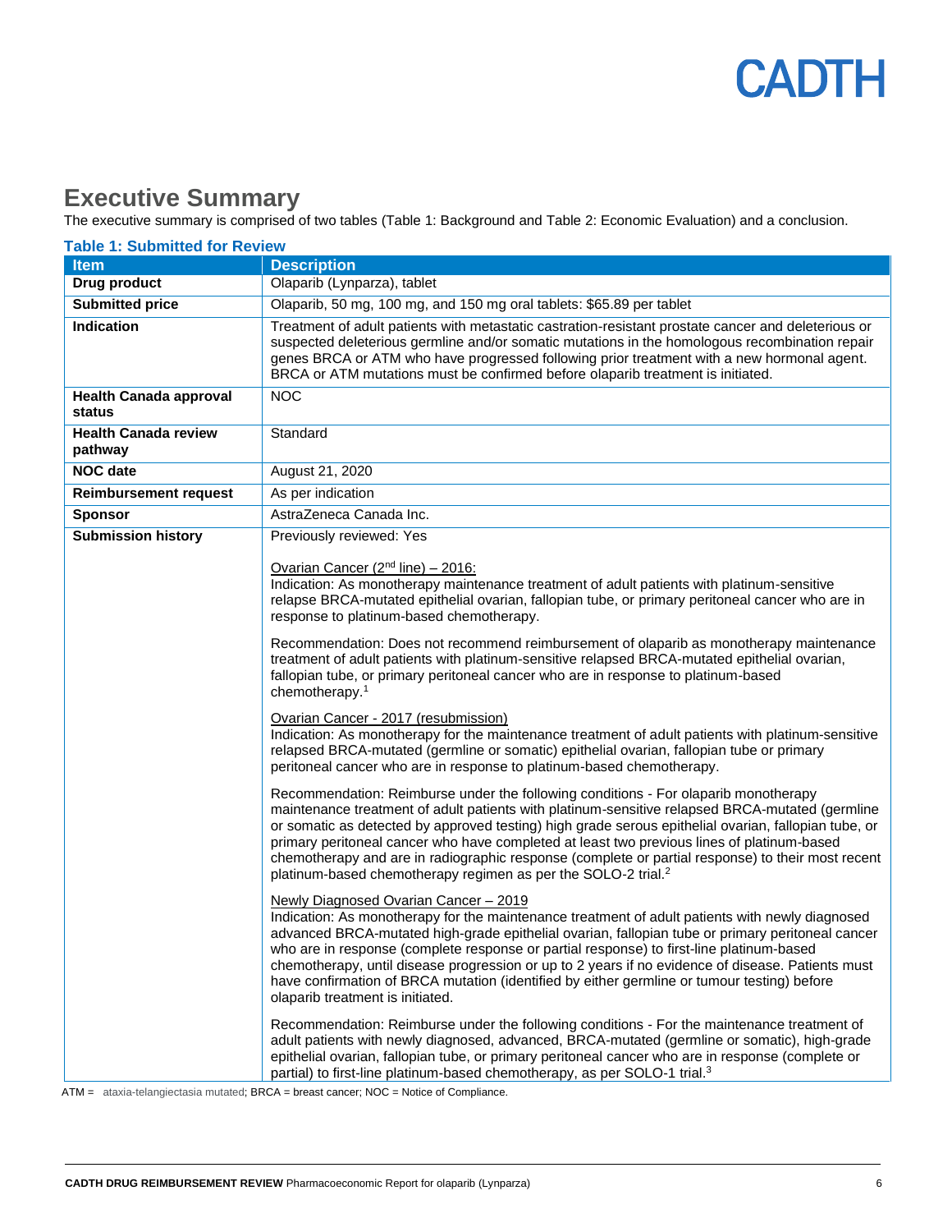# Executive Summary

The executive summary is comprised of two tables (Table 1: Background and Table 2: Economic Evaluation) and a conclusion.

**Table 1: Submitted for Review**

| Item | Description |
|---|---|
| **Drug product** | Olaparib (Lynparza), tablet |
| **Submitted price** | Olaparib, 50 mg, 100 mg, and 150 mg oral tablets: $65.89 per tablet |
| **Indication** | Treatment of adult patients with metastatic castration-resistant prostate cancer and deleterious or suspected deleterious germline and/or somatic mutations in the homologous recombination repair genes BRCA or ATM who have progressed following prior treatment with a new hormonal agent. BRCA or ATM mutations must be confirmed before olaparib treatment is initiated. |
| **Health Canada approval status** | NOC |
| **Health Canada review pathway** | Standard |
| **NOC date** | August 21, 2020 |
| **Reimbursement request** | As per indication |
| **Sponsor** | AstraZeneca Canada Inc. |
| **Submission history** | Previously reviewed: Yes<br><br>Ovarian Cancer (2nd line) – 2016:<br>Indication: As monotherapy maintenance treatment of adult patients with platinum-sensitive relapse BRCA-mutated epithelial ovarian, fallopian tube, or primary peritoneal cancer who are in response to platinum-based chemotherapy.<br><br>Recommendation: Does not recommend reimbursement of olaparib as monotherapy maintenance treatment of adult patients with platinum-sensitive relapsed BRCA-mutated epithelial ovarian, fallopian tube, or primary peritoneal cancer who are in response to platinum-based chemotherapy.[1]<br><br>Ovarian Cancer - 2017 (resubmission)<br>Indication: As monotherapy for the maintenance treatment of adult patients with platinum-sensitive relapsed BRCA-mutated (germline or somatic) epithelial ovarian, fallopian tube or primary peritoneal cancer who are in response to platinum-based chemotherapy.<br><br>Recommendation: Reimburse under the following conditions - For olaparib monotherapy maintenance treatment of adult patients with platinum-sensitive relapsed BRCA-mutated (germline or somatic as detected by approved testing) high grade serous epithelial ovarian, fallopian tube, or primary peritoneal cancer who have completed at least two previous lines of platinum-based chemotherapy and are in radiographic response (complete or partial response) to their most recent platinum-based chemotherapy regimen as per the SOLO-2 trial.[2]<br><br>Newly Diagnosed Ovarian Cancer – 2019<br>Indication: As monotherapy for the maintenance treatment of adult patients with newly diagnosed advanced BRCA-mutated high-grade epithelial ovarian, fallopian tube or primary peritoneal cancer who are in response (complete response or partial response) to first-line platinum-based chemotherapy, until disease progression or up to 2 years if no evidence of disease. Patients must have confirmation of BRCA mutation (identified by either germline or tumour testing) before olaparib treatment is initiated.<br><br>Recommendation: Reimburse under the following conditions - For the maintenance treatment of adult patients with newly diagnosed, advanced, BRCA-mutated (germline or somatic), high-grade epithelial ovarian, fallopian tube, or primary peritoneal cancer who are in response (complete or partial) to first-line platinum-based chemotherapy, as per SOLO-1 trial.[3] |

ATM = ataxia-telangiectasia mutated; BRCA = breast cancer; NOC = Notice of Compliance.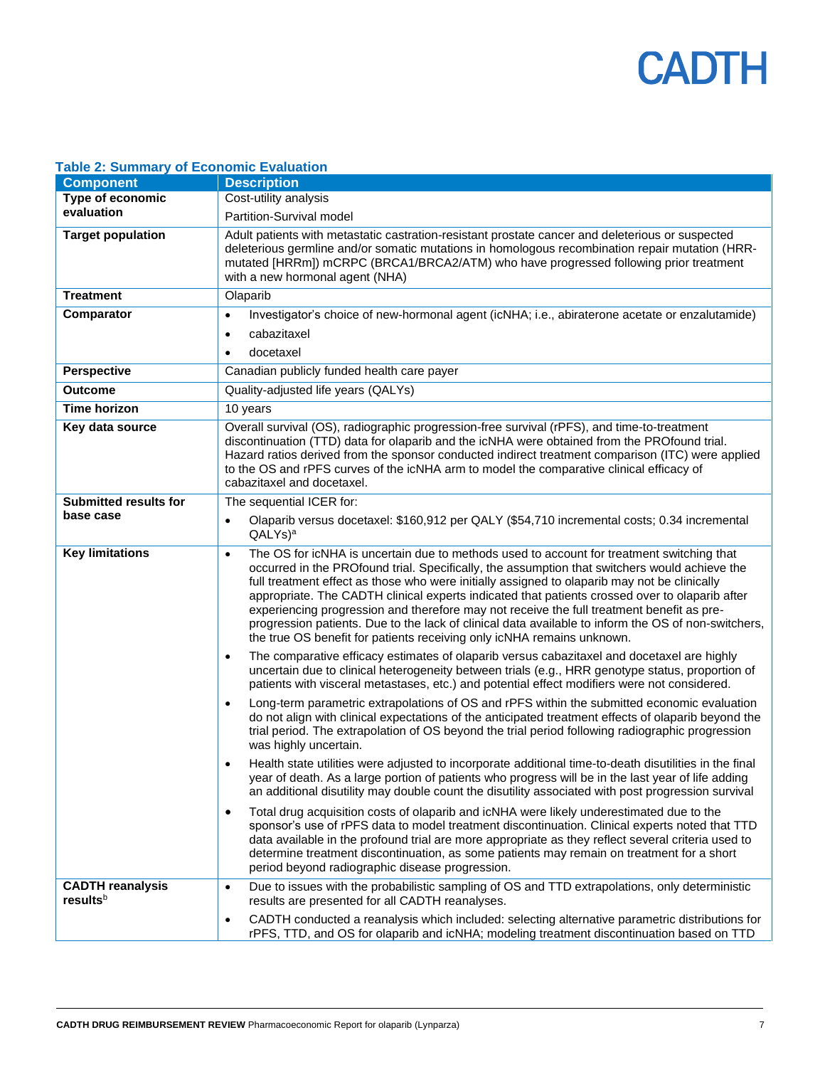### Table 2: Summary of Economic Evaluation

| Component | Description |
|---|---|
| **Type of economic evaluation** | Cost-utility analysis<br><br>Partition-Survival model |
| **Target population** | Adult patients with metastatic castration-resistant prostate cancer and deleterious or suspected deleterious germline and/or somatic mutations in homologous recombination repair mutation (HRR-mutated [HRRm]) mCRPC (BRCA1/BRCA2/ATM) who have progressed following prior treatment with a new hormonal agent (NHA) |
| **Treatment** | Olaparib |
| **Comparator** | • Investigator's choice of new-hormonal agent (icNHA; i.e., abiraterone acetate or enzalutamide)<br>• cabazitaxel<br>• docetaxel |
| **Perspective** | Canadian publicly funded health care payer |
| **Outcome** | Quality-adjusted life years (QALYs) |
| **Time horizon** | 10 years |
| **Key data source** | Overall survival (OS), radiographic progression-free survival (rPFS), and time-to-treatment discontinuation (TTD) data for olaparib and the icNHA were obtained from the PROfound trial. Hazard ratios derived from the sponsor conducted indirect treatment comparison (ITC) were applied to the OS and rPFS curves of the icNHA arm to model the comparative clinical efficacy of cabazitaxel and docetaxel. |
| **Submitted results for base case** | The sequential ICER for:<br>• Olaparib versus docetaxel: $160,912 per QALY ($54,710 incremental costs; 0.34 incremental QALYs)[a] |
| **Key limitations** | • The OS for icNHA is uncertain due to methods used to account for treatment switching that occurred in the PROfound trial. Specifically, the assumption that switchers would achieve the full treatment effect as those who were initially assigned to olaparib may not be clinically appropriate. The CADTH clinical experts indicated that patients crossed over to olaparib after experiencing progression and therefore may not receive the full treatment benefit as pre-progression patients. Due to the lack of clinical data available to inform the OS of non-switchers, the true OS benefit for patients receiving only icNHA remains unknown.<br>• The comparative efficacy estimates of olaparib versus cabazitaxel and docetaxel are highly uncertain due to clinical heterogeneity between trials (e.g., HRR genotype status, proportion of patients with visceral metastases, etc.) and potential effect modifiers were not considered.<br>• Long-term parametric extrapolations of OS and rPFS within the submitted economic evaluation do not align with clinical expectations of the anticipated treatment effects of olaparib beyond the trial period. The extrapolation of OS beyond the trial period following radiographic progression was highly uncertain.<br>• Health state utilities were adjusted to incorporate additional time-to-death disutilities in the final year of death. As a large portion of patients who progress will be in the last year of life adding an additional disutility may double count the disutility associated with post progression survival<br>• Total drug acquisition costs of olaparib and icNHA were likely underestimated due to the sponsor's use of rPFS data to model treatment discontinuation. Clinical experts noted that TTD data available in the profound trial are more appropriate as they reflect several criteria used to determine treatment discontinuation, as some patients may remain on treatment for a short period beyond radiographic disease progression. |
| **CADTH reanalysis results**[b] | • Due to issues with the probabilistic sampling of OS and TTD extrapolations, only deterministic results are presented for all CADTH reanalyses.<br>• CADTH conducted a reanalysis which included: selecting alternative parametric distributions for rPFS, TTD, and OS for olaparib and icNHA; modeling treatment discontinuation based on TTD |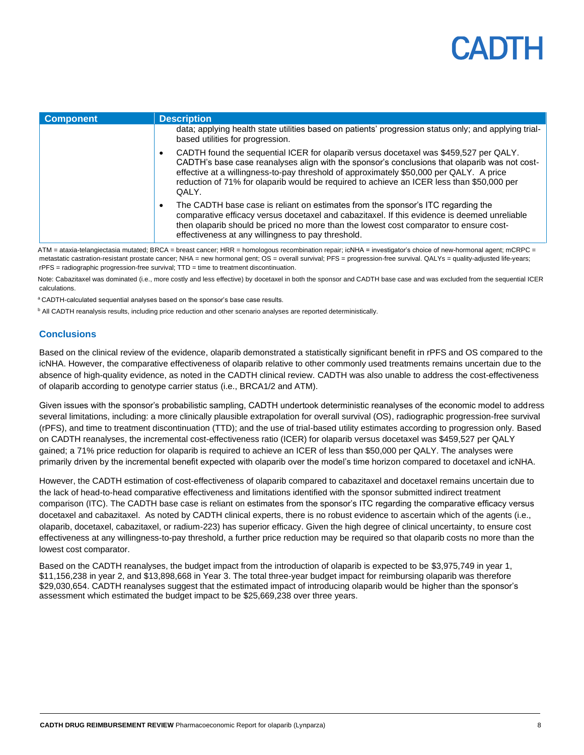| Component | Description |
| --- | --- |
| | data; applying health state utilities based on patients' progression status only; and applying trial-based utilities for progression.<br>• CADTH found the sequential ICER for olaparib versus docetaxel was $459,527 per QALY. CADTH's base case reanalyses align with the sponsor's conclusions that olaparib was not cost-effective at a willingness-to-pay threshold of approximately $50,000 per QALY. A price reduction of 71% for olaparib would be required to achieve an ICER less than $50,000 per QALY.<br>• The CADTH base case is reliant on estimates from the sponsor's ITC regarding the comparative efficacy versus docetaxel and cabazitaxel. If this evidence is deemed unreliable then olaparib should be priced no more than the lowest cost comparator to ensure cost-effectiveness at any willingness to pay threshold. |

ATM = ataxia-telangiectasia mutated; BRCA = breast cancer; HRR = homologous recombination repair; icNHA = investigator's choice of new-hormonal agent; mCRPC = metastatic castration-resistant prostate cancer; NHA = new hormonal gent; OS = overall survival; PFS = progression-free survival. QALYs = quality-adjusted life-years; rPFS = radiographic progression-free survival; TTD = time to treatment discontinuation.

Note: Cabazitaxel was dominated (i.e., more costly and less effective) by docetaxel in both the sponsor and CADTH base case and was excluded from the sequential ICER calculations.

[a] CADTH-calculated sequential analyses based on the sponsor's base case results.

[b] All CADTH reanalysis results, including price reduction and other scenario analyses are reported deterministically.

## Conclusions

Based on the clinical review of the evidence, olaparib demonstrated a statistically significant benefit in rPFS and OS compared to the icNHA. However, the comparative effectiveness of olaparib relative to other commonly used treatments remains uncertain due to the absence of high-quality evidence, as noted in the CADTH clinical review. CADTH was also unable to address the cost-effectiveness of olaparib according to genotype carrier status (i.e., BRCA1/2 and ATM).

Given issues with the sponsor's probabilistic sampling, CADTH undertook deterministic reanalyses of the economic model to address several limitations, including: a more clinically plausible extrapolation for overall survival (OS), radiographic progression-free survival (rPFS), and time to treatment discontinuation (TTD); and the use of trial-based utility estimates according to progression only. Based on CADTH reanalyses, the incremental cost-effectiveness ratio (ICER) for olaparib versus docetaxel was $459,527 per QALY gained; a 71% price reduction for olaparib is required to achieve an ICER of less than $50,000 per QALY. The analyses were primarily driven by the incremental benefit expected with olaparib over the model's time horizon compared to docetaxel and icNHA.

However, the CADTH estimation of cost-effectiveness of olaparib compared to cabazitaxel and docetaxel remains uncertain due to the lack of head-to-head comparative effectiveness and limitations identified with the sponsor submitted indirect treatment comparison (ITC). The CADTH base case is reliant on estimates from the sponsor's ITC regarding the comparative efficacy versus docetaxel and cabazitaxel. As noted by CADTH clinical experts, there is no robust evidence to ascertain which of the agents (i.e., olaparib, docetaxel, cabazitaxel, or radium-223) has superior efficacy. Given the high degree of clinical uncertainty, to ensure cost effectiveness at any willingness-to-pay threshold, a further price reduction may be required so that olaparib costs no more than the lowest cost comparator.

Based on the CADTH reanalyses, the budget impact from the introduction of olaparib is expected to be $3,975,749 in year 1, $11,156,238 in year 2, and $13,898,668 in Year 3. The total three-year budget impact for reimbursing olaparib was therefore $29,030,654. CADTH reanalyses suggest that the estimated impact of introducing olaparib would be higher than the sponsor's assessment which estimated the budget impact to be $25,669,238 over three years.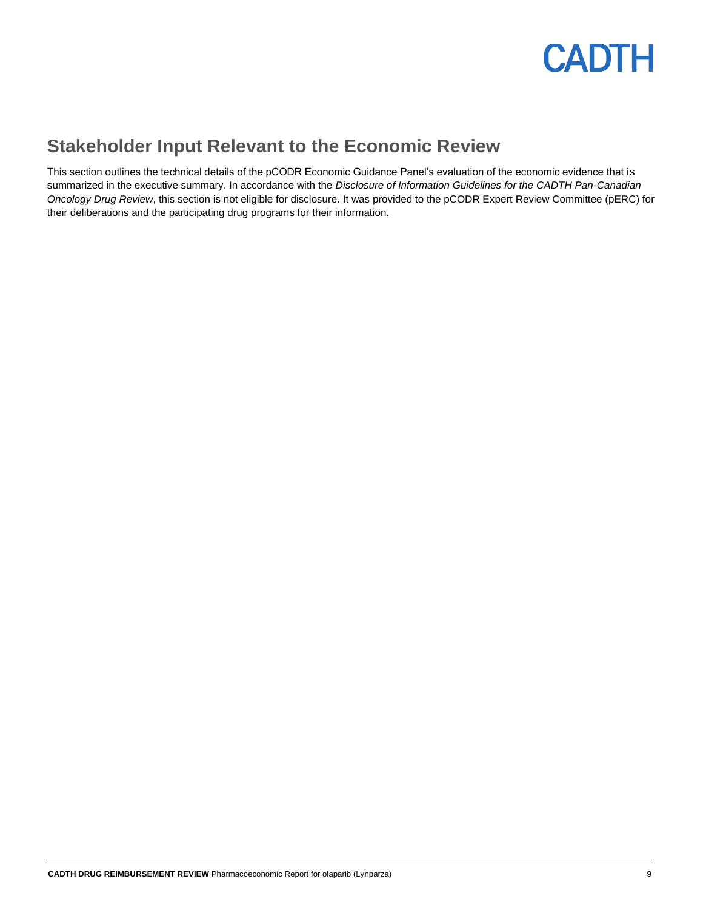## Stakeholder Input Relevant to the Economic Review

This section outlines the technical details of the pCODR Economic Guidance Panel's evaluation of the economic evidence that is summarized in the executive summary. In accordance with the *Disclosure of Information Guidelines for the CADTH Pan-Canadian Oncology Drug Review*, this section is not eligible for disclosure. It was provided to the pCODR Expert Review Committee (pERC) for their deliberations and the participating drug programs for their information.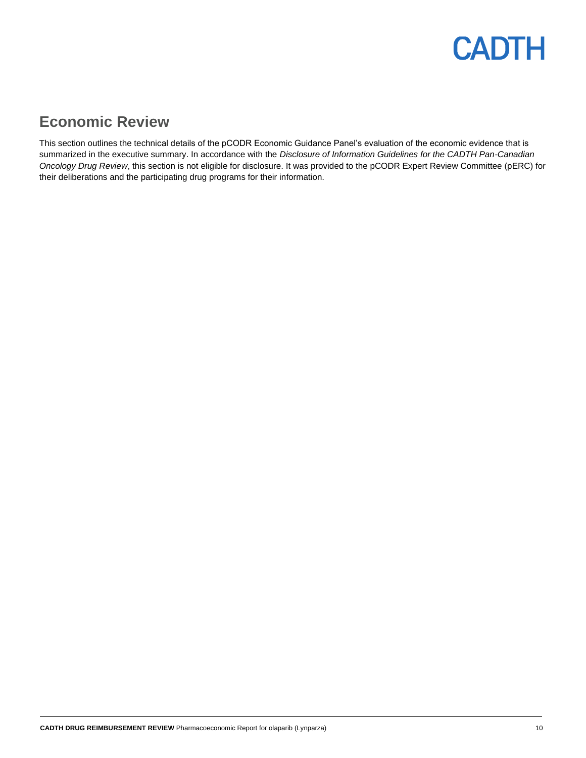## Economic Review

This section outlines the technical details of the pCODR Economic Guidance Panel's evaluation of the economic evidence that is summarized in the executive summary. In accordance with the *Disclosure of Information Guidelines for the CADTH Pan-Canadian Oncology Drug Review*, this section is not eligible for disclosure. It was provided to the pCODR Expert Review Committee (pERC) for their deliberations and the participating drug programs for their information.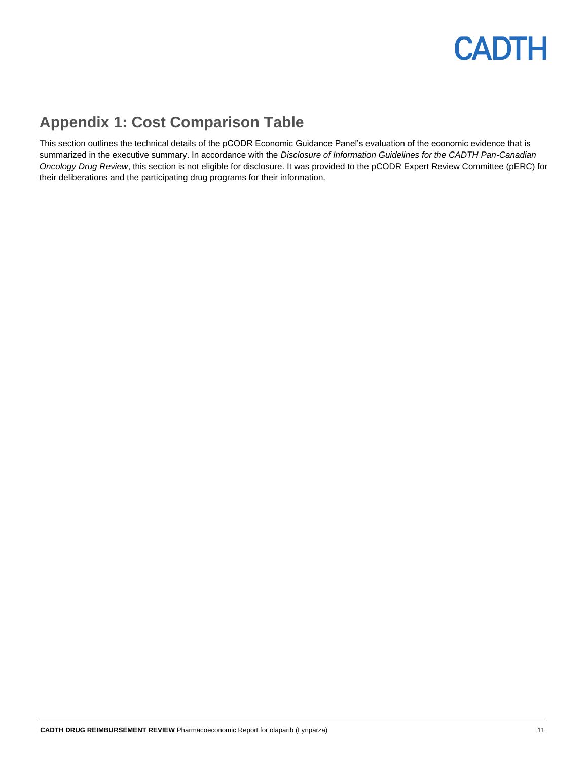## Appendix 1: Cost Comparison Table

This section outlines the technical details of the pCODR Economic Guidance Panel's evaluation of the economic evidence that is summarized in the executive summary. In accordance with the *Disclosure of Information Guidelines for the CADTH Pan-Canadian Oncology Drug Review*, this section is not eligible for disclosure. It was provided to the pCODR Expert Review Committee (pERC) for their deliberations and the participating drug programs for their information.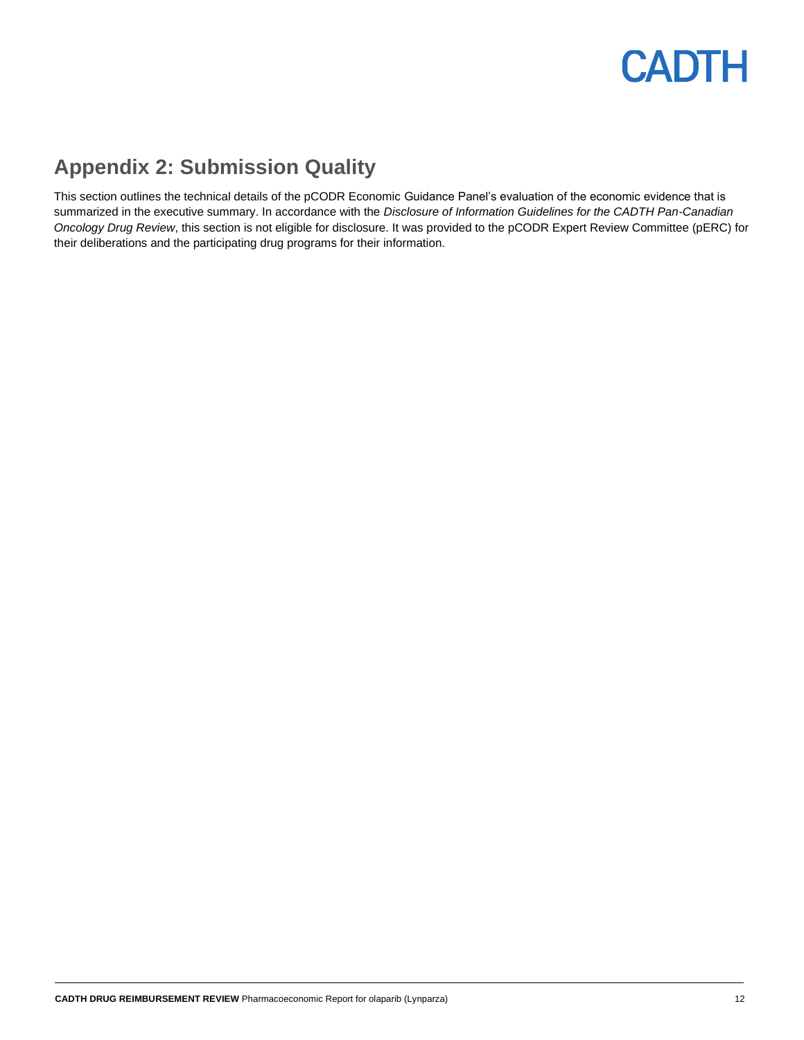## Appendix 2: Submission Quality

This section outlines the technical details of the pCODR Economic Guidance Panel's evaluation of the economic evidence that is summarized in the executive summary. In accordance with the *Disclosure of Information Guidelines for the CADTH Pan-Canadian Oncology Drug Review*, this section is not eligible for disclosure. It was provided to the pCODR Expert Review Committee (pERC) for their deliberations and the participating drug programs for their information.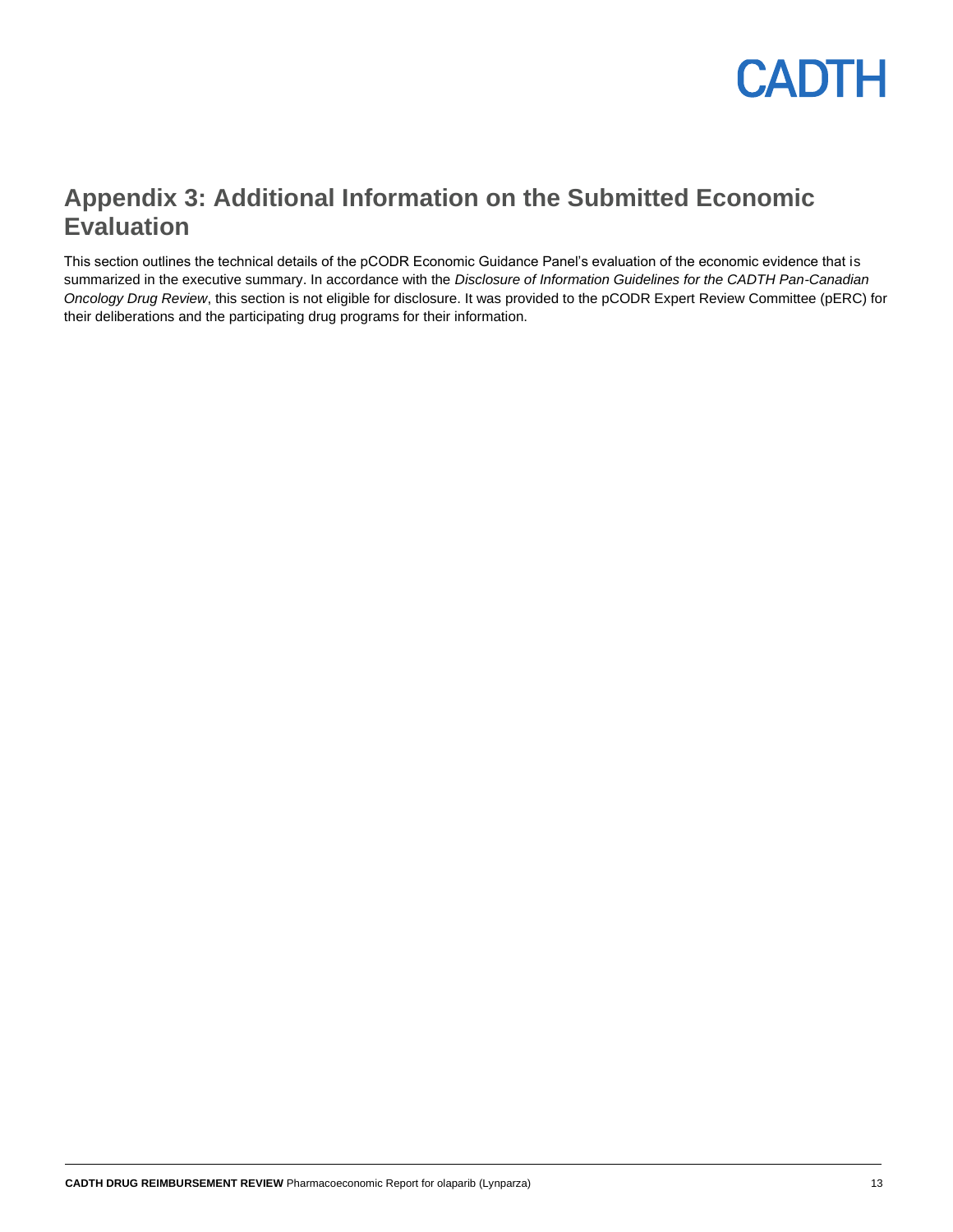# Appendix 3: Additional Information on the Submitted Economic Evaluation

This section outlines the technical details of the pCODR Economic Guidance Panel's evaluation of the economic evidence that is summarized in the executive summary. In accordance with the *Disclosure of Information Guidelines for the CADTH Pan-Canadian Oncology Drug Review*, this section is not eligible for disclosure. It was provided to the pCODR Expert Review Committee (pERC) for their deliberations and the participating drug programs for their information.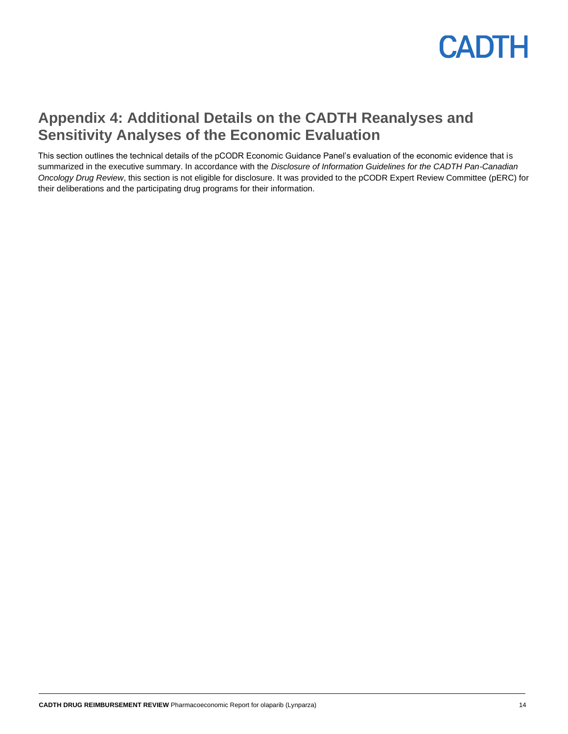# Appendix 4: Additional Details on the CADTH Reanalyses and Sensitivity Analyses of the Economic Evaluation

This section outlines the technical details of the pCODR Economic Guidance Panel's evaluation of the economic evidence that is summarized in the executive summary. In accordance with the *Disclosure of Information Guidelines for the CADTH Pan-Canadian Oncology Drug Review*, this section is not eligible for disclosure. It was provided to the pCODR Expert Review Committee (pERC) for their deliberations and the participating drug programs for their information.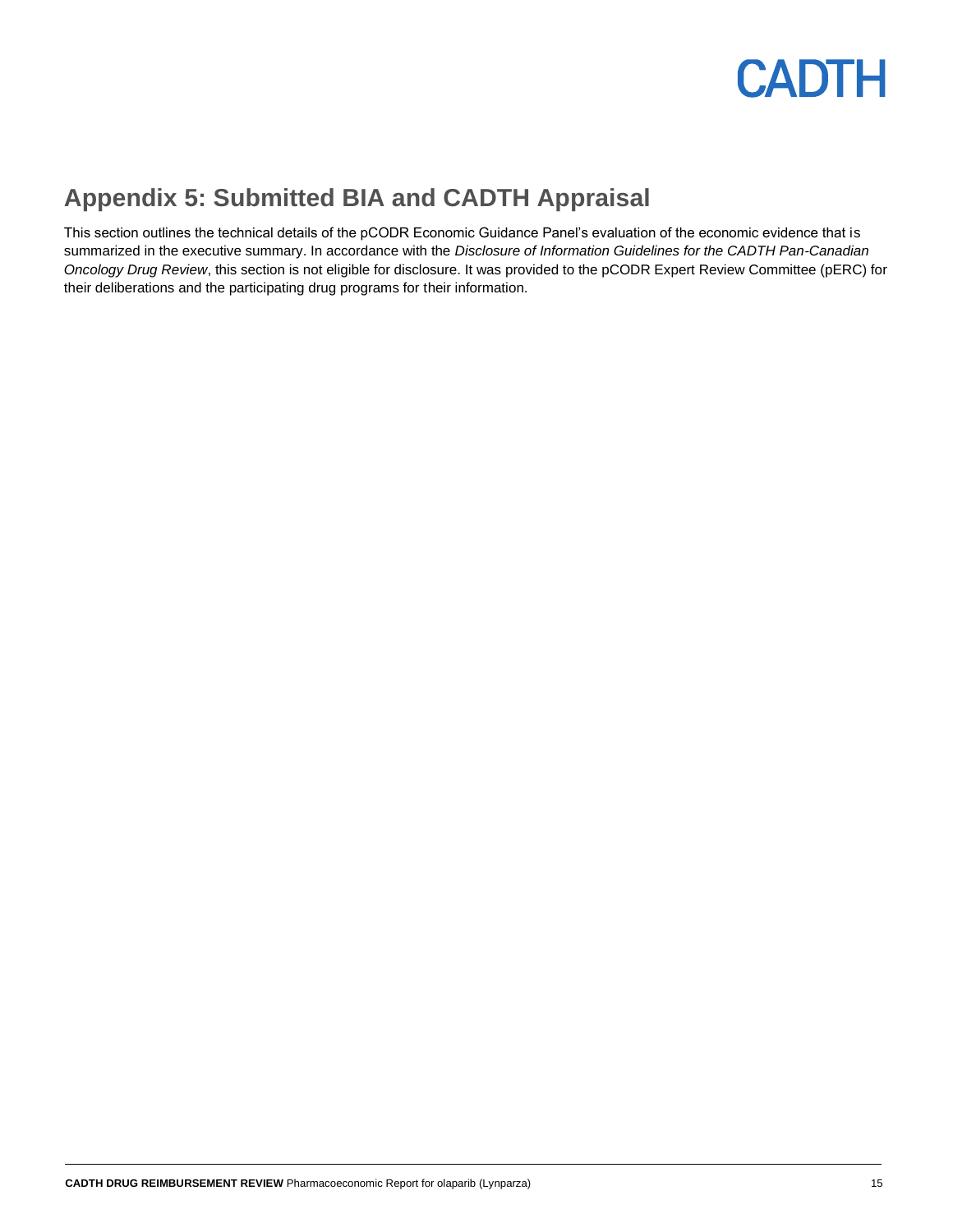## Appendix 5: Submitted BIA and CADTH Appraisal

This section outlines the technical details of the pCODR Economic Guidance Panel's evaluation of the economic evidence that is summarized in the executive summary. In accordance with the *Disclosure of Information Guidelines for the CADTH Pan-Canadian Oncology Drug Review*, this section is not eligible for disclosure. It was provided to the pCODR Expert Review Committee (pERC) for their deliberations and the participating drug programs for their information.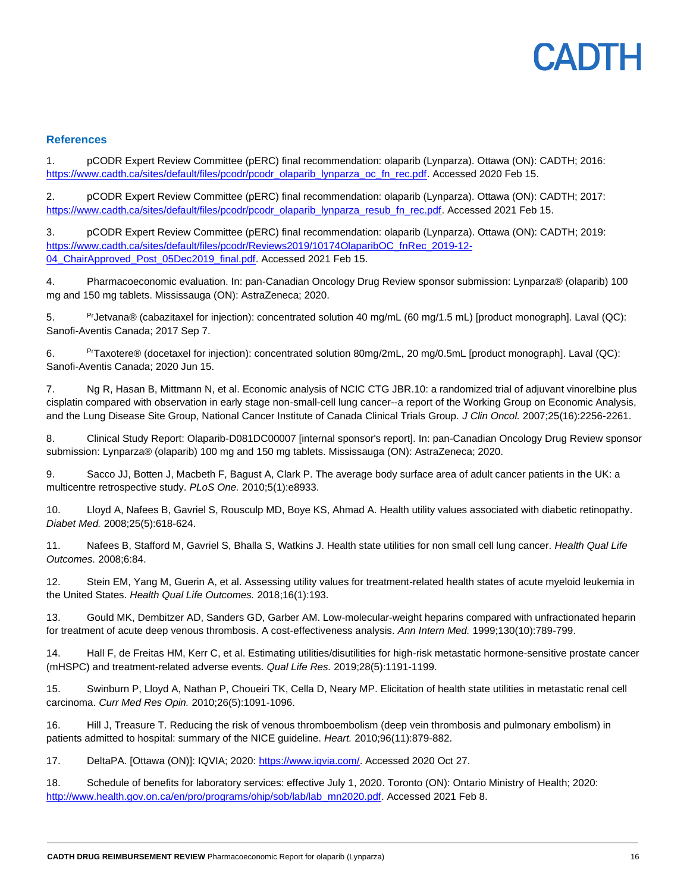## References

1. pCODR Expert Review Committee (pERC) final recommendation: olaparib (Lynparza). Ottawa (ON): CADTH; 2016: https://www.cadth.ca/sites/default/files/pcodr/pcodr_olaparib_lynparza_oc_fn_rec.pdf. Accessed 2020 Feb 15.

2. pCODR Expert Review Committee (pERC) final recommendation: olaparib (Lynparza). Ottawa (ON): CADTH; 2017: https://www.cadth.ca/sites/default/files/pcodr/pcodr_olaparib_lynparza_resub_fn_rec.pdf. Accessed 2021 Feb 15.

3. pCODR Expert Review Committee (pERC) final recommendation: olaparib (Lynparza). Ottawa (ON): CADTH; 2019: https://www.cadth.ca/sites/default/files/pcodr/Reviews2019/10174OlaparibOC_fnRec_2019-12-04_ChairApproved_Post_05Dec2019_final.pdf. Accessed 2021 Feb 15.

4. Pharmacoeconomic evaluation. In: pan-Canadian Oncology Drug Review sponsor submission: Lynparza® (olaparib) 100 mg and 150 mg tablets. Mississauga (ON): AstraZeneca; 2020.

5. [Pr]Jetvana® (cabazitaxel for injection): concentrated solution 40 mg/mL (60 mg/1.5 mL) [product monograph]. Laval (QC): Sanofi-Aventis Canada; 2017 Sep 7.

6. [Pr]Taxotere® (docetaxel for injection): concentrated solution 80mg/2mL, 20 mg/0.5mL [product monograph]. Laval (QC): Sanofi-Aventis Canada; 2020 Jun 15.

7. Ng R, Hasan B, Mittmann N, et al. Economic analysis of NCIC CTG JBR.10: a randomized trial of adjuvant vinorelbine plus cisplatin compared with observation in early stage non-small-cell lung cancer--a report of the Working Group on Economic Analysis, and the Lung Disease Site Group, National Cancer Institute of Canada Clinical Trials Group. *J Clin Oncol.* 2007;25(16):2256-2261.

8. Clinical Study Report: Olaparib-D081DC00007 [internal sponsor's report]. In: pan-Canadian Oncology Drug Review sponsor submission: Lynparza® (olaparib) 100 mg and 150 mg tablets. Mississauga (ON): AstraZeneca; 2020.

9. Sacco JJ, Botten J, Macbeth F, Bagust A, Clark P. The average body surface area of adult cancer patients in the UK: a multicentre retrospective study. *PLoS One.* 2010;5(1):e8933.

10. Lloyd A, Nafees B, Gavriel S, Rousculp MD, Boye KS, Ahmad A. Health utility values associated with diabetic retinopathy. *Diabet Med.* 2008;25(5):618-624.

11. Nafees B, Stafford M, Gavriel S, Bhalla S, Watkins J. Health state utilities for non small cell lung cancer. *Health Qual Life Outcomes.* 2008;6:84.

12. Stein EM, Yang M, Guerin A, et al. Assessing utility values for treatment-related health states of acute myeloid leukemia in the United States. *Health Qual Life Outcomes.* 2018;16(1):193.

13. Gould MK, Dembitzer AD, Sanders GD, Garber AM. Low-molecular-weight heparins compared with unfractionated heparin for treatment of acute deep venous thrombosis. A cost-effectiveness analysis. *Ann Intern Med.* 1999;130(10):789-799.

14. Hall F, de Freitas HM, Kerr C, et al. Estimating utilities/disutilities for high-risk metastatic hormone-sensitive prostate cancer (mHSPC) and treatment-related adverse events. *Qual Life Res.* 2019;28(5):1191-1199.

15. Swinburn P, Lloyd A, Nathan P, Choueiri TK, Cella D, Neary MP. Elicitation of health state utilities in metastatic renal cell carcinoma. *Curr Med Res Opin.* 2010;26(5):1091-1096.

16. Hill J, Treasure T. Reducing the risk of venous thromboembolism (deep vein thrombosis and pulmonary embolism) in patients admitted to hospital: summary of the NICE guideline. *Heart.* 2010;96(11):879-882.

17. DeltaPA. [Ottawa (ON)]: IQVIA; 2020: https://www.iqvia.com/. Accessed 2020 Oct 27.

18. Schedule of benefits for laboratory services: effective July 1, 2020. Toronto (ON): Ontario Ministry of Health; 2020: http://www.health.gov.on.ca/en/pro/programs/ohip/sob/lab/lab_mn2020.pdf. Accessed 2021 Feb 8.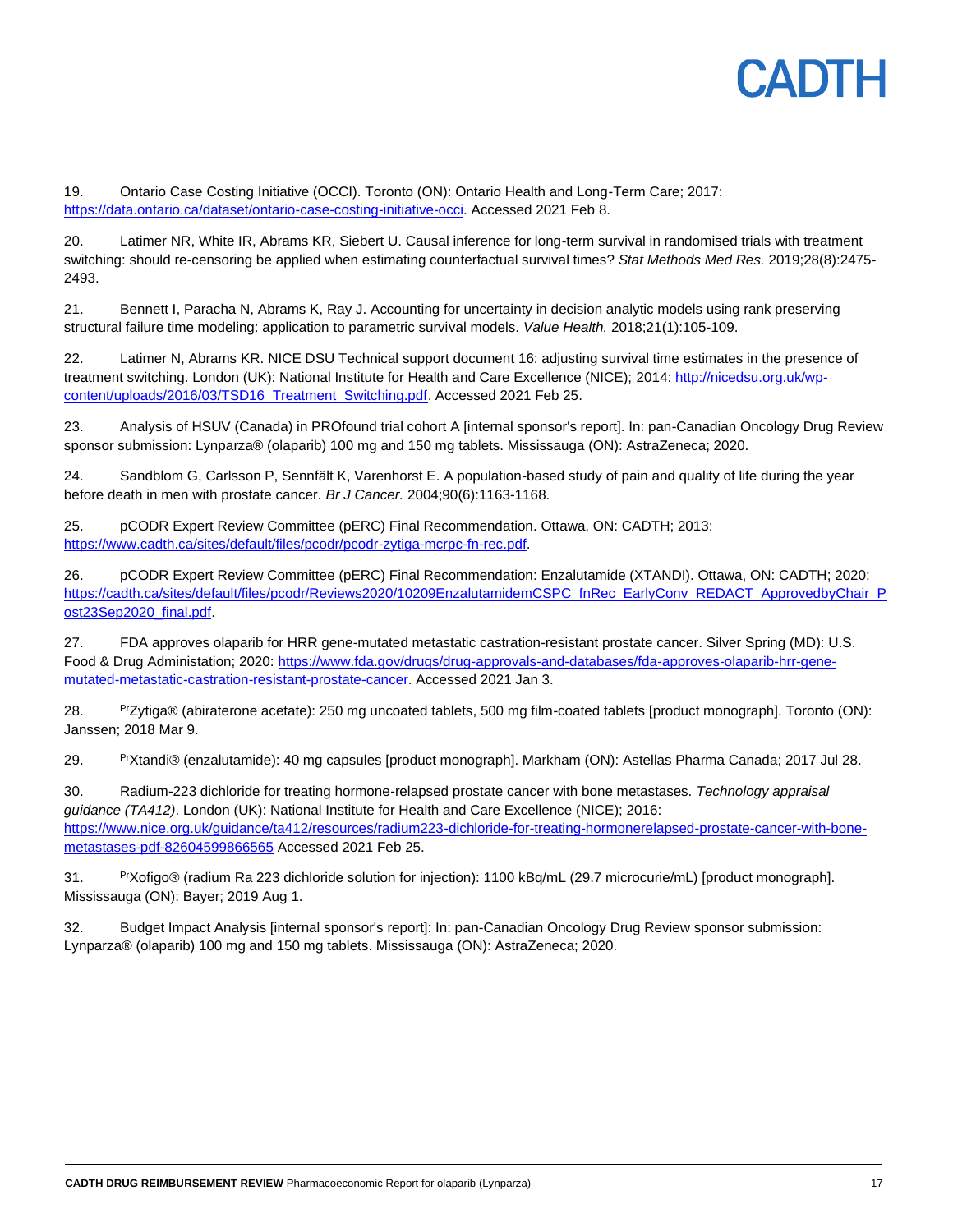19. Ontario Case Costing Initiative (OCCI). Toronto (ON): Ontario Health and Long-Term Care; 2017: https://data.ontario.ca/dataset/ontario-case-costing-initiative-occi. Accessed 2021 Feb 8.

20. Latimer NR, White IR, Abrams KR, Siebert U. Causal inference for long-term survival in randomised trials with treatment switching: should re-censoring be applied when estimating counterfactual survival times? *Stat Methods Med Res.* 2019;28(8):2475-2493.

21. Bennett I, Paracha N, Abrams K, Ray J. Accounting for uncertainty in decision analytic models using rank preserving structural failure time modeling: application to parametric survival models. *Value Health.* 2018;21(1):105-109.

22. Latimer N, Abrams KR. NICE DSU Technical support document 16: adjusting survival time estimates in the presence of treatment switching. London (UK): National Institute for Health and Care Excellence (NICE); 2014: http://nicedsu.org.uk/wp-content/uploads/2016/03/TSD16_Treatment_Switching.pdf. Accessed 2021 Feb 25.

23. Analysis of HSUV (Canada) in PROfound trial cohort A [internal sponsor's report]. In: pan-Canadian Oncology Drug Review sponsor submission: Lynparza® (olaparib) 100 mg and 150 mg tablets. Mississauga (ON): AstraZeneca; 2020.

24. Sandblom G, Carlsson P, Sennfält K, Varenhorst E. A population-based study of pain and quality of life during the year before death in men with prostate cancer. *Br J Cancer.* 2004;90(6):1163-1168.

25. pCODR Expert Review Committee (pERC) Final Recommendation. Ottawa, ON: CADTH; 2013: https://www.cadth.ca/sites/default/files/pcodr/pcodr-zytiga-mcrpc-fn-rec.pdf.

26. pCODR Expert Review Committee (pERC) Final Recommendation: Enzalutamide (XTANDI). Ottawa, ON: CADTH; 2020: https://cadth.ca/sites/default/files/pcodr/Reviews2020/10209EnzalutamidemCSPC_fnRec_EarlyConv_REDACT_ApprovedbyChair_Post23Sep2020_final.pdf.

27. FDA approves olaparib for HRR gene-mutated metastatic castration-resistant prostate cancer. Silver Spring (MD): U.S. Food & Drug Administation; 2020: https://www.fda.gov/drugs/drug-approvals-and-databases/fda-approves-olaparib-hrr-gene-mutated-metastatic-castration-resistant-prostate-cancer. Accessed 2021 Jan 3.

28. [Pr]Zytiga® (abiraterone acetate): 250 mg uncoated tablets, 500 mg film-coated tablets [product monograph]. Toronto (ON): Janssen; 2018 Mar 9.

29. [Pr]Xtandi® (enzalutamide): 40 mg capsules [product monograph]. Markham (ON): Astellas Pharma Canada; 2017 Jul 28.

30. Radium-223 dichloride for treating hormone-relapsed prostate cancer with bone metastases. *Technology appraisal guidance (TA412)*. London (UK): National Institute for Health and Care Excellence (NICE); 2016: https://www.nice.org.uk/guidance/ta412/resources/radium223-dichloride-for-treating-hormonerelapsed-prostate-cancer-with-bone-metastases-pdf-82604599866565 Accessed 2021 Feb 25.

31. [Pr]Xofigo® (radium Ra 223 dichloride solution for injection): 1100 kBq/mL (29.7 microcurie/mL) [product monograph]. Mississauga (ON): Bayer; 2019 Aug 1.

32. Budget Impact Analysis [internal sponsor's report]: In: pan-Canadian Oncology Drug Review sponsor submission: Lynparza® (olaparib) 100 mg and 150 mg tablets. Mississauga (ON): AstraZeneca; 2020.